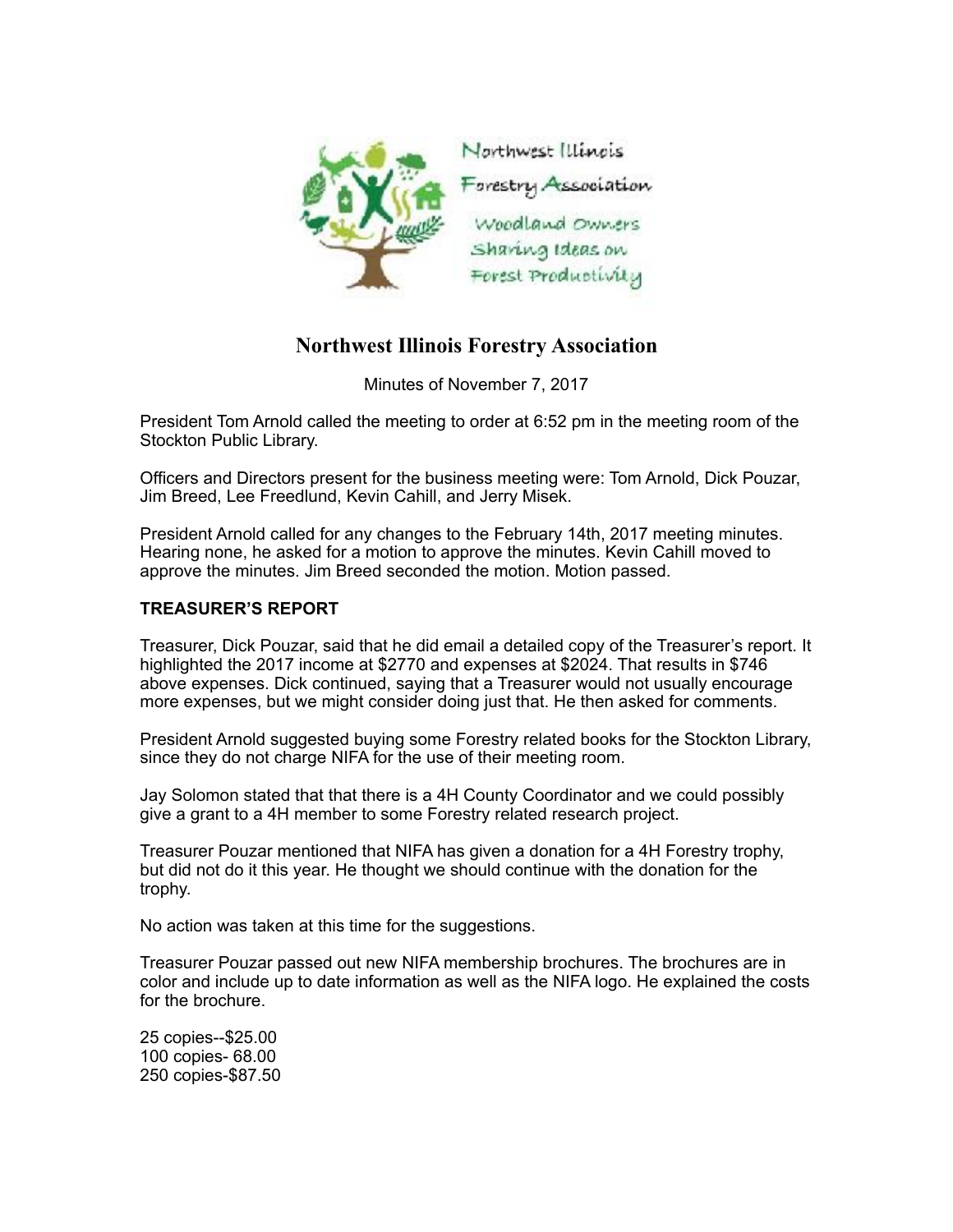Northwest Illinois Forestry Association

Woodland Owners Sharing Ideas on Forest Productivity

# Northwest Illinois Forestry Association

Minutes of November 7, 2017

President Tom Arnold called the meeting to order at 6:52 pm in the meeting room of the Stockton Public Library.

Officers and Directors present for the business meeting were: Tom Arnold, Dick Pouzar, Jim Breed, Lee Freedlund, Kevin Cahill, and Jerry Misek.

President Arnold called for any changes to the February 14th, 2017 meeting minutes. Hearing none, he asked for a motion to approve the minutes. Kevin Cahill moved to approve the minutes. Jim Breed seconded the motion. Motion passed.

**TREASURER'S REPORT**

Treasurer, Dick Pouzar, said that he did email a detailed copy of the Treasurer's report. It highlighted the 2017 income at $2770 and expenses at $2024. That results in $746 above expenses. Dick continued, saying that a Treasurer would not usually encourage more expenses, but we might consider doing just that. He then asked for comments.

President Arnold suggested buying some Forestry related books for the Stockton Library, since they do not charge NIFA for the use of their meeting room.

Jay Solomon stated that that there is a 4H County Coordinator and we could possibly give a grant to a 4H member to some Forestry related research project.

Treasurer Pouzar mentioned that NIFA has given a donation for a 4H Forestry trophy, but did not do it this year. He thought we should continue with the donation for the trophy.

No action was taken at this time for the suggestions.

Treasurer Pouzar passed out new NIFA membership brochures. The brochures are in color and include up to date information as well as the NIFA logo. He explained the costs for the brochure.

25 copies--$25.00
100 copies- 68.00
250 copies-$87.50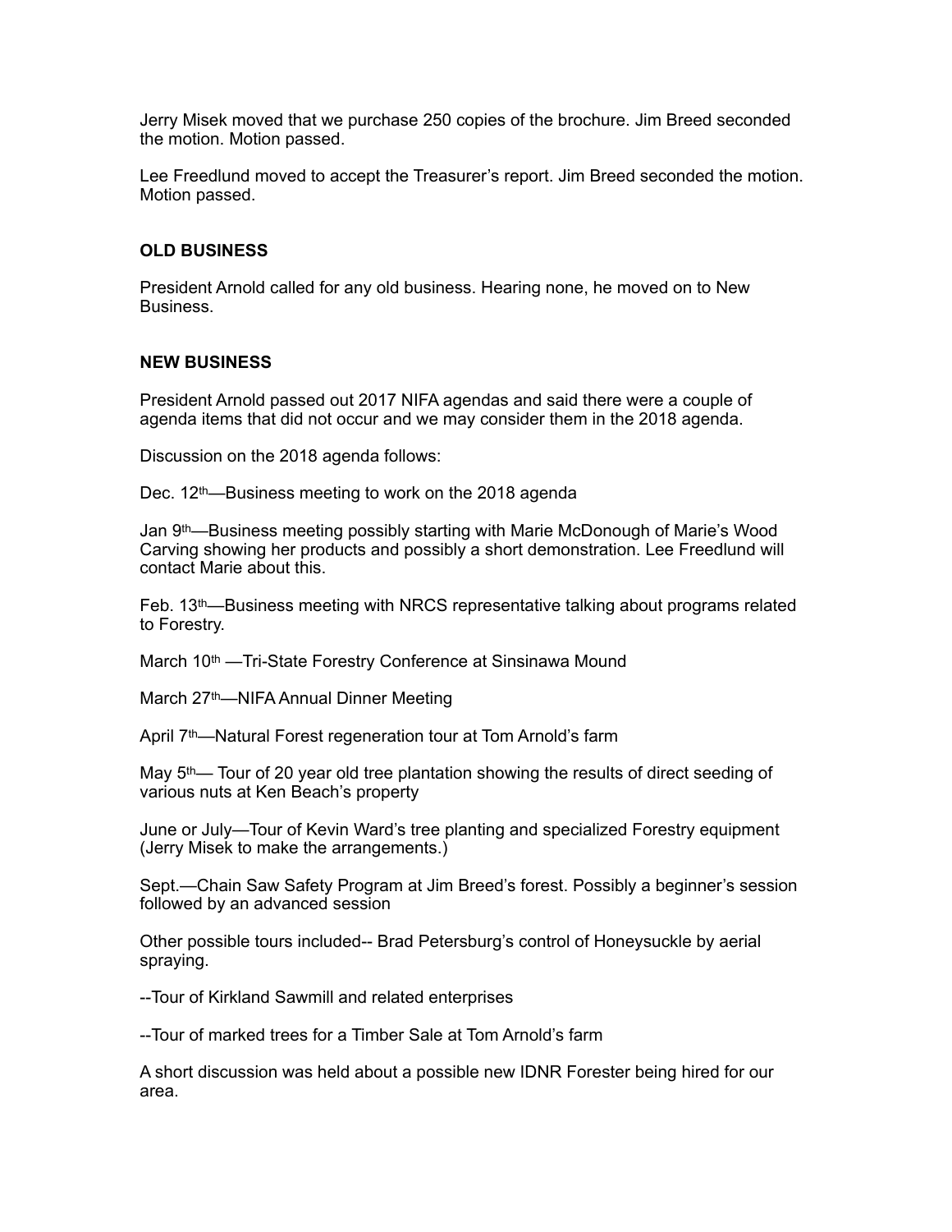Jerry Misek moved that we purchase 250 copies of the brochure. Jim Breed seconded the motion. Motion passed.

Lee Freedlund moved to accept the Treasurer's report. Jim Breed seconded the motion. Motion passed.

**OLD BUSINESS**

President Arnold called for any old business. Hearing none, he moved on to New Business.

**NEW BUSINESS**

President Arnold passed out 2017 NIFA agendas and said there were a couple of agenda items that did not occur and we may consider them in the 2018 agenda.

Discussion on the 2018 agenda follows:

Dec. 12th—Business meeting to work on the 2018 agenda

Jan 9th—Business meeting possibly starting with Marie McDonough of Marie's Wood Carving showing her products and possibly a short demonstration. Lee Freedlund will contact Marie about this.

Feb. 13th—Business meeting with NRCS representative talking about programs related to Forestry.

March 10th —Tri-State Forestry Conference at Sinsinawa Mound

March 27th—NIFA Annual Dinner Meeting

April 7th—Natural Forest regeneration tour at Tom Arnold's farm

May 5th— Tour of 20 year old tree plantation showing the results of direct seeding of various nuts at Ken Beach's property

June or July—Tour of Kevin Ward's tree planting and specialized Forestry equipment (Jerry Misek to make the arrangements.)

Sept.—Chain Saw Safety Program at Jim Breed's forest. Possibly a beginner's session followed by an advanced session

Other possible tours included-- Brad Petersburg's control of Honeysuckle by aerial spraying.

--Tour of Kirkland Sawmill and related enterprises

--Tour of marked trees for a Timber Sale at Tom Arnold's farm

A short discussion was held about a possible new IDNR Forester being hired for our area.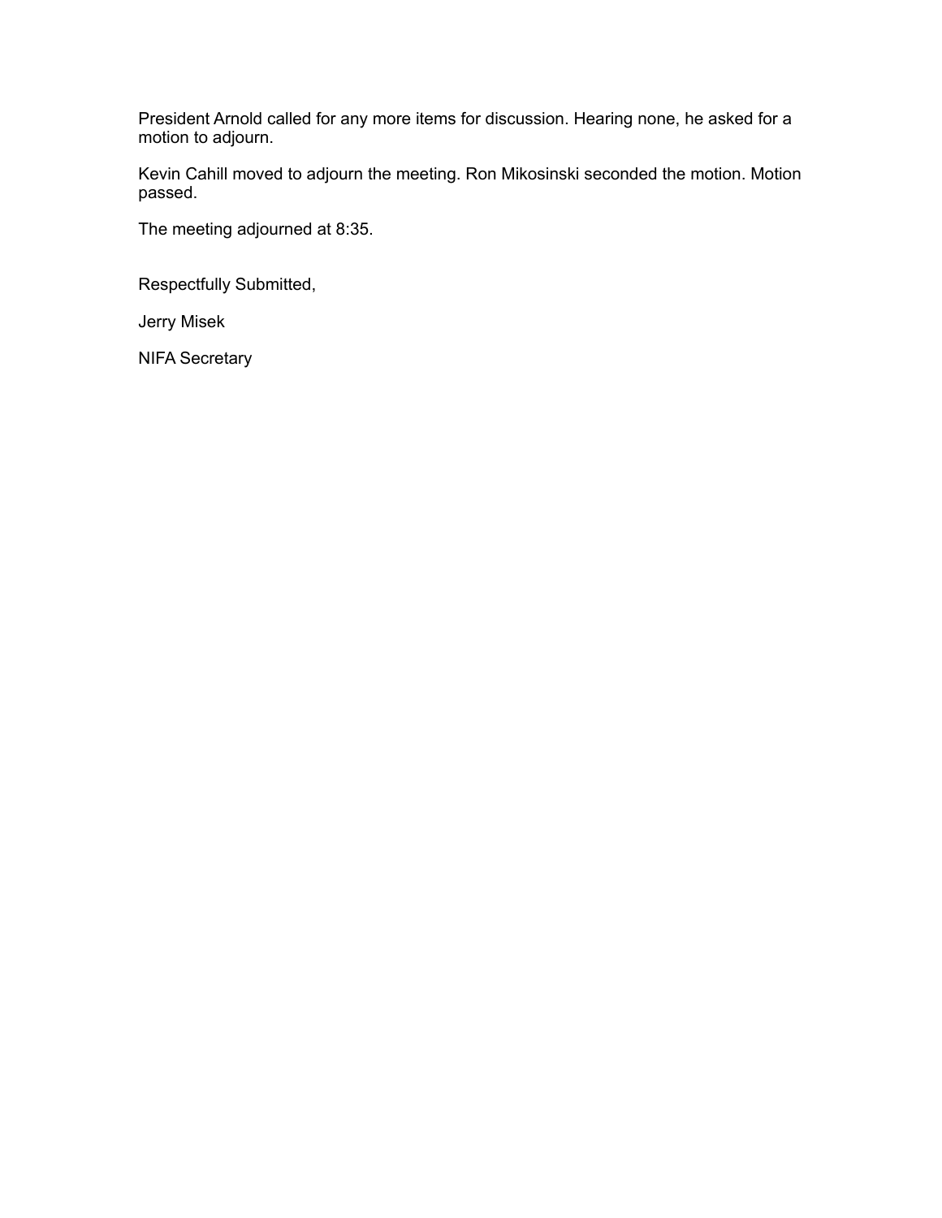President Arnold called for any more items for discussion. Hearing none, he asked for a motion to adjourn.

Kevin Cahill moved to adjourn the meeting. Ron Mikosinski seconded the motion. Motion passed.

The meeting adjourned at 8:35.

Respectfully Submitted,

Jerry Misek

NIFA Secretary